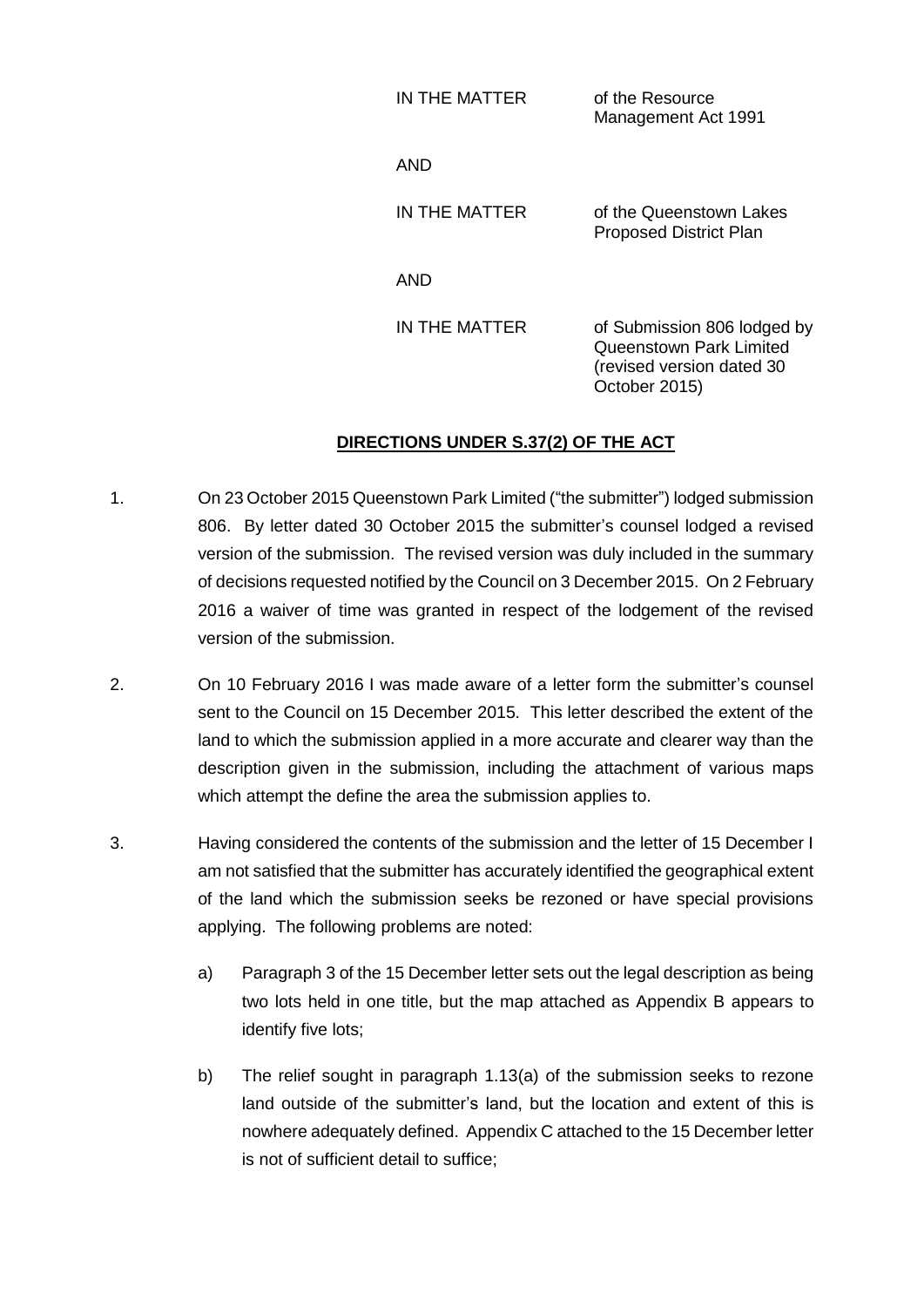| | |
|---|---|
| IN THE MATTER | of the Resource Management Act 1991 |
| AND | |
| IN THE MATTER | of the Queenstown Lakes Proposed District Plan |
| AND | |
| IN THE MATTER | of Submission 806 lodged by Queenstown Park Limited (revised version dated 30 October 2015) |

## DIRECTIONS UNDER S.37(2) OF THE ACT

1. On 23 October 2015 Queenstown Park Limited ("the submitter") lodged submission 806. By letter dated 30 October 2015 the submitter's counsel lodged a revised version of the submission. The revised version was duly included in the summary of decisions requested notified by the Council on 3 December 2015. On 2 February 2016 a waiver of time was granted in respect of the lodgement of the revised version of the submission.

2. On 10 February 2016 I was made aware of a letter form the submitter's counsel sent to the Council on 15 December 2015. This letter described the extent of the land to which the submission applied in a more accurate and clearer way than the description given in the submission, including the attachment of various maps which attempt the define the area the submission applies to.

3. Having considered the contents of the submission and the letter of 15 December I am not satisfied that the submitter has accurately identified the geographical extent of the land which the submission seeks be rezoned or have special provisions applying. The following problems are noted:

    a) Paragraph 3 of the 15 December letter sets out the legal description as being two lots held in one title, but the map attached as Appendix B appears to identify five lots;

    b) The relief sought in paragraph 1.13(a) of the submission seeks to rezone land outside of the submitter's land, but the location and extent of this is nowhere adequately defined. Appendix C attached to the 15 December letter is not of sufficient detail to suffice;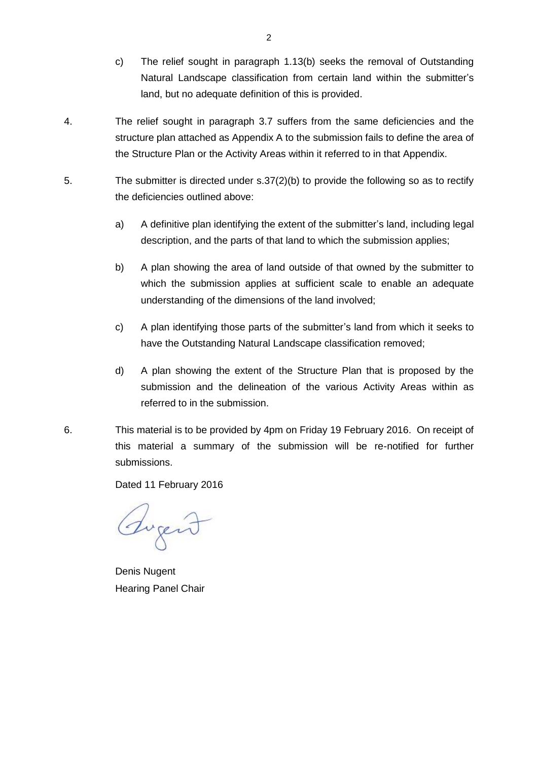c) The relief sought in paragraph 1.13(b) seeks the removal of Outstanding Natural Landscape classification from certain land within the submitter's land, but no adequate definition of this is provided.

4. The relief sought in paragraph 3.7 suffers from the same deficiencies and the structure plan attached as Appendix A to the submission fails to define the area of the Structure Plan or the Activity Areas within it referred to in that Appendix.

5. The submitter is directed under s.37(2)(b) to provide the following so as to rectify the deficiencies outlined above:

   a) A definitive plan identifying the extent of the submitter's land, including legal description, and the parts of that land to which the submission applies;

   b) A plan showing the area of land outside of that owned by the submitter to which the submission applies at sufficient scale to enable an adequate understanding of the dimensions of the land involved;

   c) A plan identifying those parts of the submitter's land from which it seeks to have the Outstanding Natural Landscape classification removed;

   d) A plan showing the extent of the Structure Plan that is proposed by the submission and the delineation of the various Activity Areas within as referred to in the submission.

6. This material is to be provided by 4pm on Friday 19 February 2016. On receipt of this material a summary of the submission will be re-notified for further submissions.

Dated 11 February 2016

Denis Nugent
Hearing Panel Chair